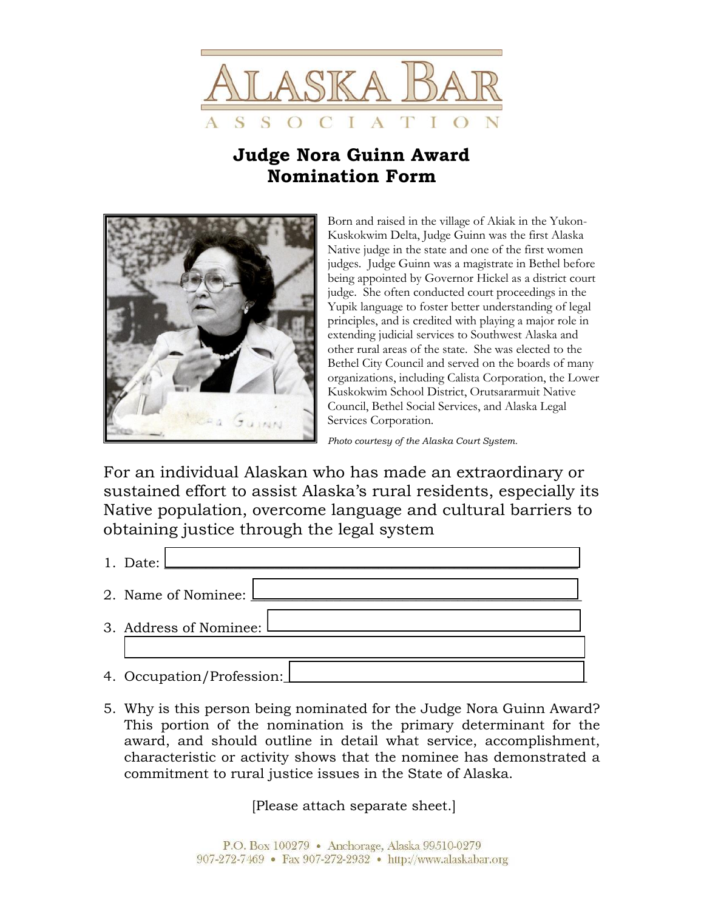# ALASKA BAR ASSOCIATION

## Judge Nora Guinn Award Nomination Form

Born and raised in the village of Akiak in the Yukon-Kuskokwim Delta, Judge Guinn was the first Alaska Native judge in the state and one of the first women judges. Judge Guinn was a magistrate in Bethel before being appointed by Governor Hickel as a district court judge. She often conducted court proceedings in the Yupik language to foster better understanding of legal principles, and is credited with playing a major role in extending judicial services to Southwest Alaska and other rural areas of the state. She was elected to the Bethel City Council and served on the boards of many organizations, including Calista Corporation, the Lower Kuskokwim School District, Orutsararmuit Native Council, Bethel Social Services, and Alaska Legal Services Corporation.

*Photo courtesy of the Alaska Court System.*

For an individual Alaskan who has made an extraordinary or sustained effort to assist Alaska's rural residents, especially its Native population, overcome language and cultural barriers to obtaining justice through the legal system

1. Date: \_\_\_\_\_\_\_\_\_\_\_\_\_\_\_\_\_\_\_\_
2. Name of Nominee: \_\_\_\_\_\_\_\_\_\_\_\_\_\_\_\_\_\_\_\_
3. Address of Nominee: \_\_\_\_\_\_\_\_\_\_\_\_\_\_\_\_\_\_\_\_
4. Occupation/Profession: \_\_\_\_\_\_\_\_\_\_\_\_\_\_\_\_\_\_\_\_
5. Why is this person being nominated for the Judge Nora Guinn Award? This portion of the nomination is the primary determinant for the award, and should outline in detail what service, accomplishment, characteristic or activity shows that the nominee has demonstrated a commitment to rural justice issues in the State of Alaska.

[Please attach separate sheet.]

P.O. Box 100279 • Anchorage, Alaska 99510-0279
907-272-7469 • Fax 907-272-2932 • http://www.alaskabar.org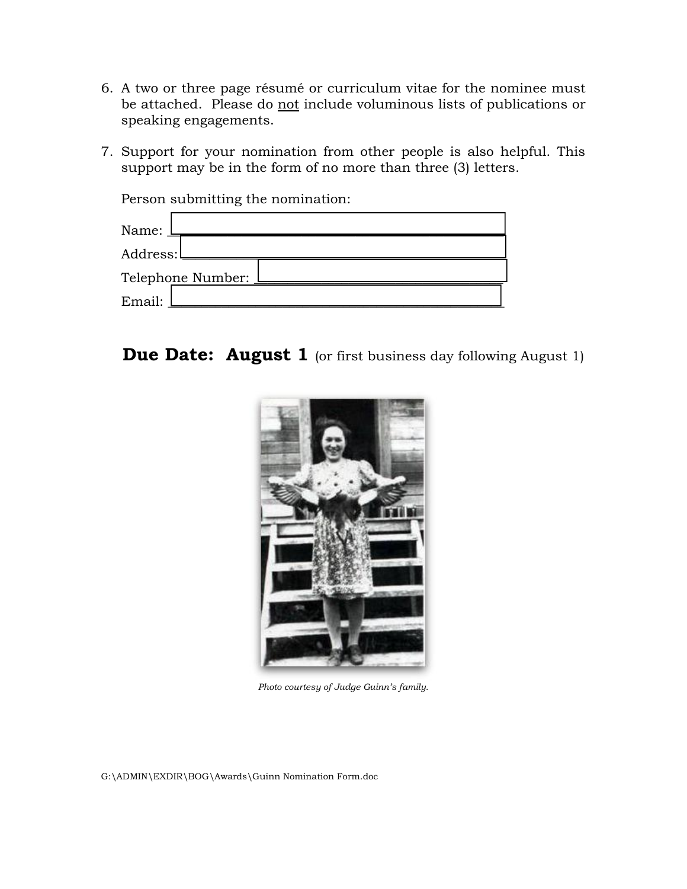6. A two or three page résumé or curriculum vitae for the nominee must be attached. Please do not include voluminous lists of publications or speaking engagements.

7. Support for your nomination from other people is also helpful. This support may be in the form of no more than three (3) letters.

   Person submitting the nomination:

   Name: ______________________________________________

   Address: ____________________________________________

   Telephone Number: ___________________________________

   Email: ______________________________________________

## Due Date: August 1 (or first business day following August 1)

*Photo courtesy of Judge Guinn's family.*

G:\ADMIN\EXDIR\BOG\Awards\Guinn Nomination Form.doc